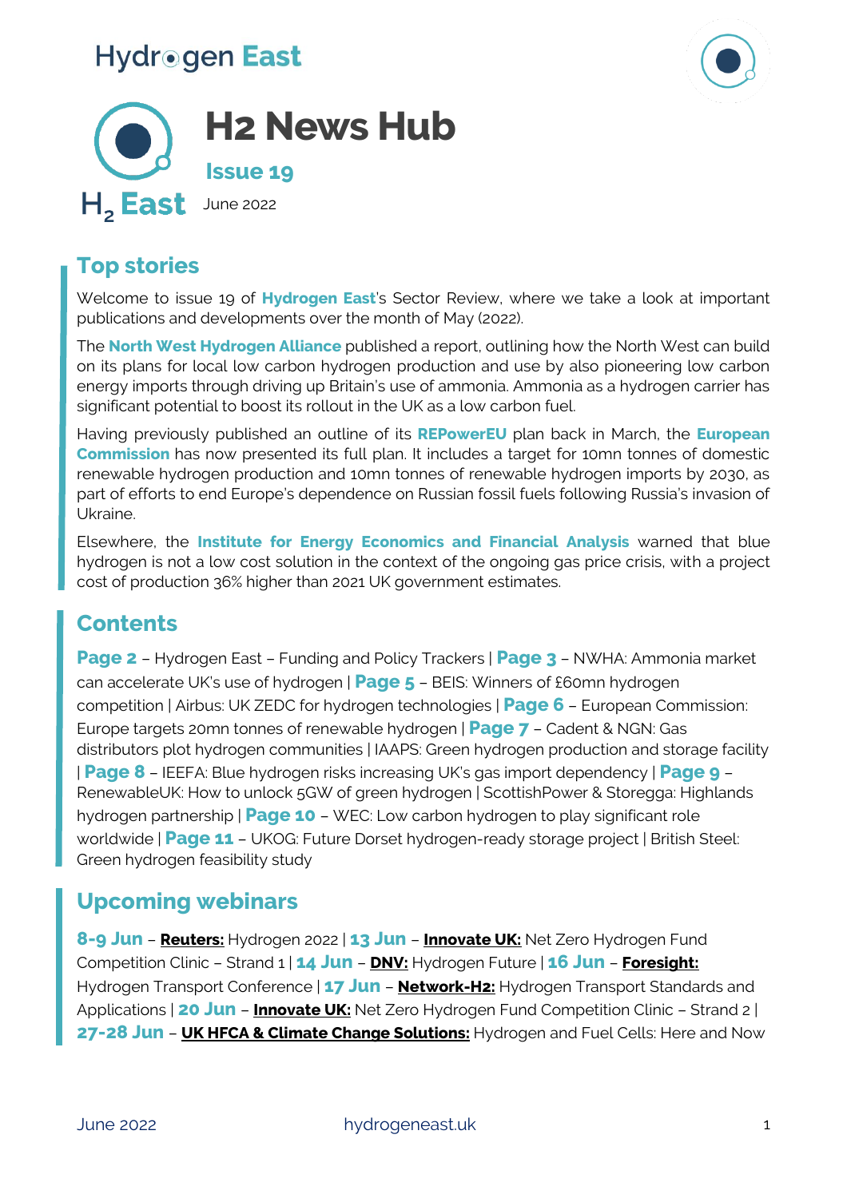# Hydrogen East

# H2 News Hub

**Issue 19**

$H_2$ East — June 2022

## Top stories

Welcome to issue 19 of **Hydrogen East**'s Sector Review, where we take a look at important publications and developments over the month of May (2022).

The **North West Hydrogen Alliance** published a report, outlining how the North West can build on its plans for local low carbon hydrogen production and use by also pioneering low carbon energy imports through driving up Britain's use of ammonia. Ammonia as a hydrogen carrier has significant potential to boost its rollout in the UK as a low carbon fuel.

Having previously published an outline of its **REPowerEU** plan back in March, the **European Commission** has now presented its full plan. It includes a target for 10mn tonnes of domestic renewable hydrogen production and 10mn tonnes of renewable hydrogen imports by 2030, as part of efforts to end Europe's dependence on Russian fossil fuels following Russia's invasion of Ukraine.

Elsewhere, the **Institute for Energy Economics and Financial Analysis** warned that blue hydrogen is not a low cost solution in the context of the ongoing gas price crisis, with a project cost of production 36% higher than 2021 UK government estimates.

## Contents

**Page 2** – Hydrogen East – Funding and Policy Trackers | **Page 3** – NWHA: Ammonia market can accelerate UK's use of hydrogen | **Page 5** – BEIS: Winners of £60mn hydrogen competition | Airbus: UK ZEDC for hydrogen technologies | **Page 6** – European Commission: Europe targets 20mn tonnes of renewable hydrogen | **Page 7** – Cadent & NGN: Gas distributors plot hydrogen communities | IAAPS: Green hydrogen production and storage facility | **Page 8** – IEEFA: Blue hydrogen risks increasing UK's gas import dependency | **Page 9** – RenewableUK: How to unlock 5GW of green hydrogen | ScottishPower & Storegga: Highlands hydrogen partnership | **Page 10** – WEC: Low carbon hydrogen to play significant role worldwide | **Page 11** – UKOG: Future Dorset hydrogen-ready storage project | British Steel: Green hydrogen feasibility study

## Upcoming webinars

**8-9 Jun** – **Reuters:** Hydrogen 2022 | **13 Jun** – **Innovate UK:** Net Zero Hydrogen Fund Competition Clinic – Strand 1 | **14 Jun** – **DNV:** Hydrogen Future | **16 Jun** – **Foresight:** Hydrogen Transport Conference | **17 Jun** – **Network-H2:** Hydrogen Transport Standards and Applications | **20 Jun** – **Innovate UK:** Net Zero Hydrogen Fund Competition Clinic – Strand 2 | **27-28 Jun** – **UK HFCA & Climate Change Solutions:** Hydrogen and Fuel Cells: Here and Now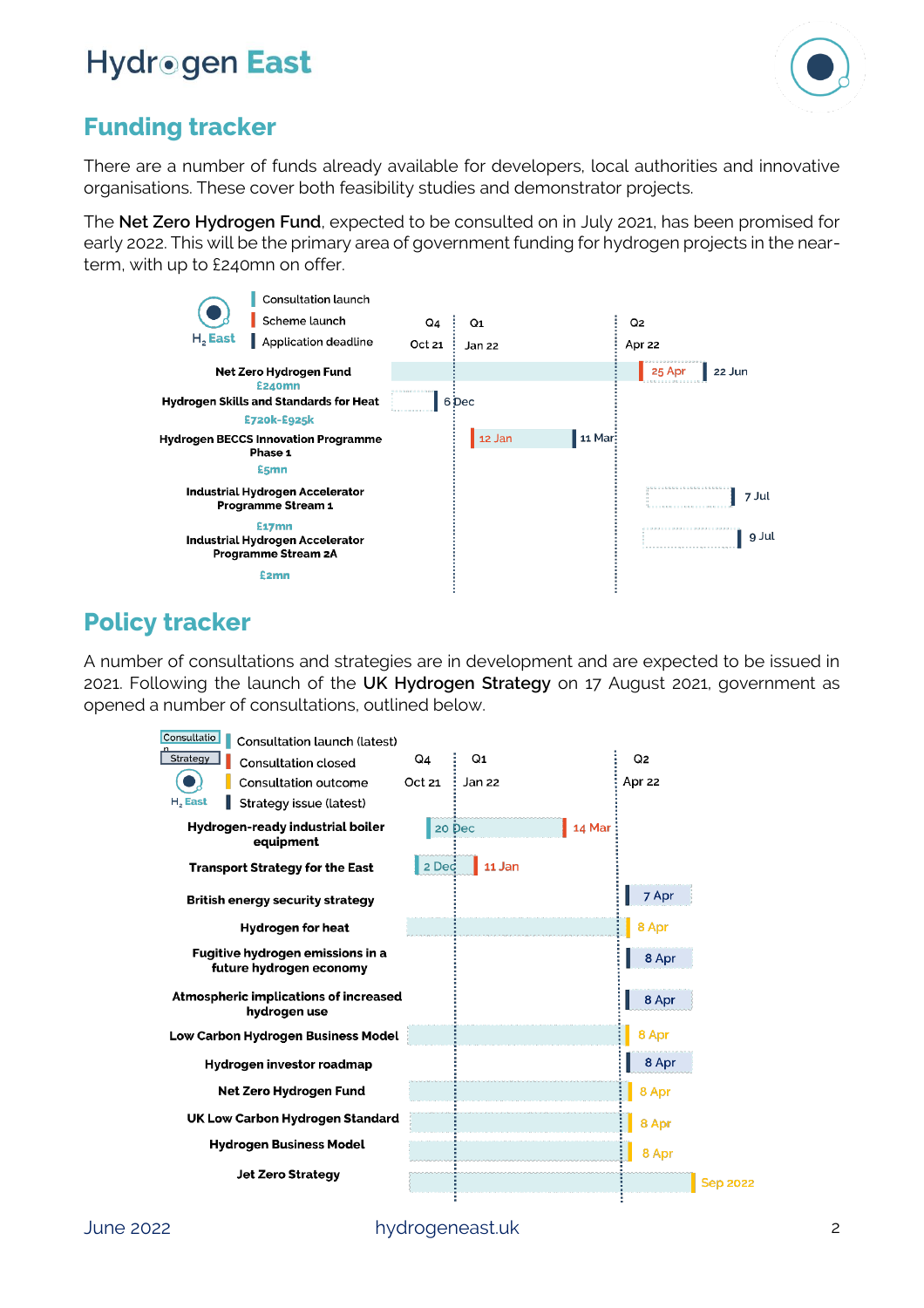## Funding tracker

There are a number of funds already available for developers, local authorities and innovative organisations. These cover both feasibility studies and demonstrator projects.

The **Net Zero Hydrogen Fund**, expected to be consulted on in July 2021, has been promised for early 2022. This will be the primary area of government funding for hydrogen projects in the near-term, with up to £240mn on offer.

Legend: Consultation launch | Scheme launch | Application deadline

Timeline: Q4 (Oct 21) · Q1 (Jan 22) · Q2 (Apr 22)

| Fund | Amount | Scheme launch | Application deadline |
|---|---|---|---|
| Net Zero Hydrogen Fund | £240mn | 25 Apr | 22 Jun |
| Hydrogen Skills and Standards for Heat | £720k-£925k | | 6 Dec |
| Hydrogen BECCS Innovation Programme Phase 1 | £5mn | 12 Jan | 11 Mar |
| Industrial Hydrogen Accelerator Programme Stream 1 | £17mn | | 7 Jul |
| Industrial Hydrogen Accelerator Programme Stream 2A | £2mn | | 9 Jul |

## Policy tracker

A number of consultations and strategies are in development and are expected to be issued in 2021. Following the launch of the **UK Hydrogen Strategy** on 17 August 2021, government as opened a number of consultations, outlined below.

Legend: Consultation launch (latest) | Consultation closed | Consultation outcome | Strategy issue (latest)

Timeline: Q4 (Oct 21) · Q1 (Jan 22) · Q2 (Apr 22)

| Policy | Consultation launch (latest) | Consultation closed | Consultation outcome | Strategy issue (latest) |
|---|---|---|---|---|
| Hydrogen-ready industrial boiler equipment | 20 Dec | 14 Mar | | |
| Transport Strategy for the East | 2 Dec | 11 Jan | | |
| British energy security strategy | | | | 7 Apr |
| Hydrogen for heat | | | 8 Apr | |
| Fugitive hydrogen emissions in a future hydrogen economy | | | | 8 Apr |
| Atmospheric implications of increased hydrogen use | | | | 8 Apr |
| Low Carbon Hydrogen Business Model | | | 8 Apr | |
| Hydrogen investor roadmap | | | | 8 Apr |
| Net Zero Hydrogen Fund | | | 8 Apr | |
| UK Low Carbon Hydrogen Standard | | | 8 Apr | |
| Hydrogen Business Model | | | 8 Apr | |
| Jet Zero Strategy | | | Sep 2022 | |

June 2022 hydrogeneast.uk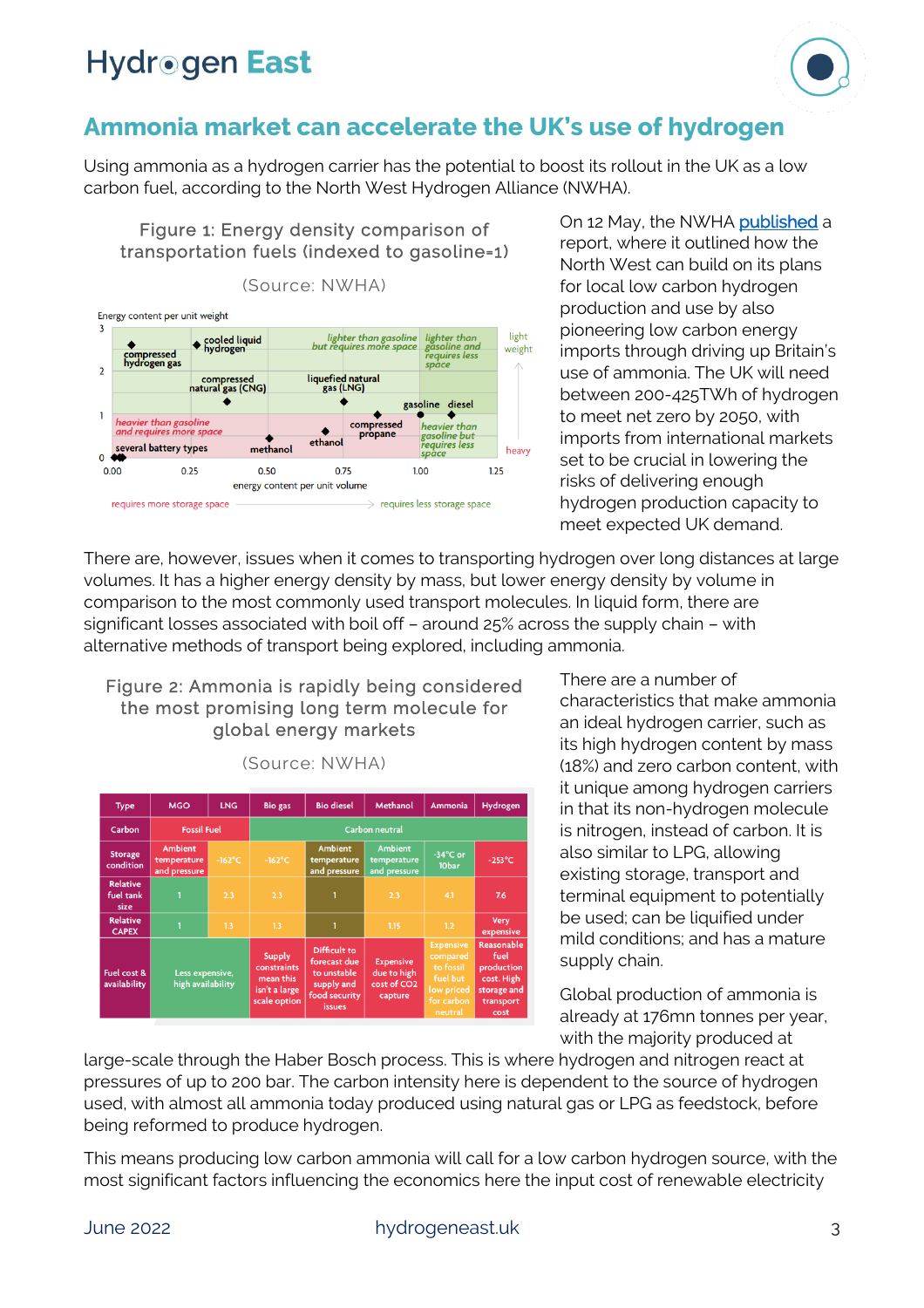# Ammonia market can accelerate the UK's use of hydrogen

Using ammonia as a hydrogen carrier has the potential to boost its rollout in the UK as a low carbon fuel, according to the North West Hydrogen Alliance (NWHA).

Figure 1: Energy density comparison of transportation fuels (indexed to gasoline=1)

(Source: NWHA)

On 12 May, the NWHA published a report, where it outlined how the North West can build on its plans for local low carbon hydrogen production and use by also pioneering low carbon energy imports through driving up Britain's use of ammonia. The UK will need between 200-425TWh of hydrogen to meet net zero by 2050, with imports from international markets set to be crucial in lowering the risks of delivering enough hydrogen production capacity to meet expected UK demand.

There are, however, issues when it comes to transporting hydrogen over long distances at large volumes. It has a higher energy density by mass, but lower energy density by volume in comparison to the most commonly used transport molecules. In liquid form, there are significant losses associated with boil off – around 25% across the supply chain – with alternative methods of transport being explored, including ammonia.

Figure 2: Ammonia is rapidly being considered the most promising long term molecule for global energy markets

(Source: NWHA)

| Type | MGO | LNG | Bio gas | Bio diesel | Methanol | Ammonia | Hydrogen |
|---|---|---|---|---|---|---|---|
| Carbon | Fossil Fuel | | Carbon neutral | | | | |
| Storage condition | Ambient temperature and pressure | -162°C | -162°C | Ambient temperature and pressure | Ambient temperature and pressure | -34°C or 10bar | -253°C |
| Relative fuel tank size | 1 | 2.3 | 2.3 | 1 | 2.3 | 4.1 | 7.6 |
| Relative CAPEX | 1 | 1.3 | 1.3 | 1 | 1.15 | 1.2 | Very expensive |
| Fuel cost & availability | Less expensive, high availability | | Supply constraints mean this isn't a large scale option | Difficult to forecast due to unstable supply and food security issues | Expensive due to high cost of CO2 capture | Expensive compared to fossil fuel but low priced for carbon neutral | Reasonable fuel production cost. High storage and transport cost |

There are a number of characteristics that make ammonia an ideal hydrogen carrier, such as its high hydrogen content by mass (18%) and zero carbon content, with it unique among hydrogen carriers in that its non-hydrogen molecule is nitrogen, instead of carbon. It is also similar to LPG, allowing existing storage, transport and terminal equipment to potentially be used; can be liquified under mild conditions; and has a mature supply chain.

Global production of ammonia is already at 176mn tonnes per year, with the majority produced at large-scale through the Haber Bosch process. This is where hydrogen and nitrogen react at pressures of up to 200 bar. The carbon intensity here is dependent to the source of hydrogen used, with almost all ammonia today produced using natural gas or LPG as feedstock, before being reformed to produce hydrogen.

This means producing low carbon ammonia will call for a low carbon hydrogen source, with the most significant factors influencing the economics here the input cost of renewable electricity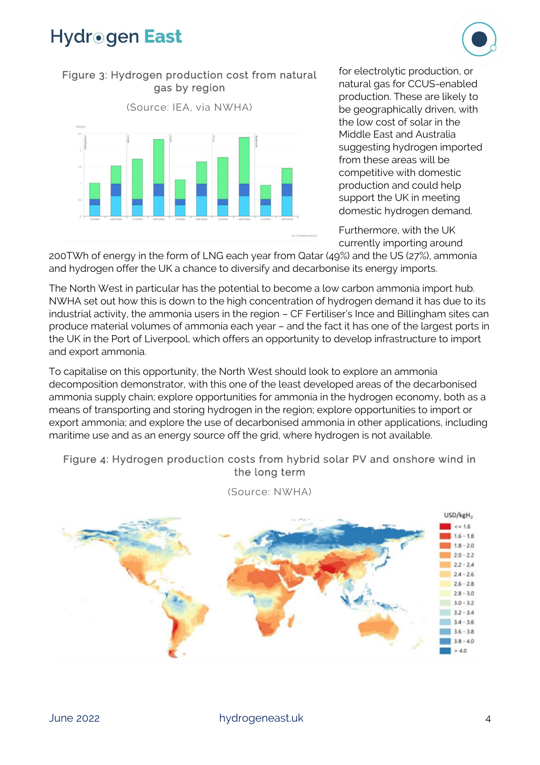Figure 3: Hydrogen production cost from natural gas by region

(Source: IEA, via NWHA)

for electrolytic production, or natural gas for CCUS-enabled production. These are likely to be geographically driven, with the low cost of solar in the Middle East and Australia suggesting hydrogen imported from these areas will be competitive with domestic production and could help support the UK in meeting domestic hydrogen demand.

Furthermore, with the UK currently importing around 200TWh of energy in the form of LNG each year from Qatar (49%) and the US (27%), ammonia and hydrogen offer the UK a chance to diversify and decarbonise its energy imports.

The North West in particular has the potential to become a low carbon ammonia import hub. NWHA set out how this is down to the high concentration of hydrogen demand it has due to its industrial activity, the ammonia users in the region – CF Fertiliser's Ince and Billingham sites can produce material volumes of ammonia each year – and the fact it has one of the largest ports in the UK in the Port of Liverpool, which offers an opportunity to develop infrastructure to import and export ammonia.

To capitalise on this opportunity, the North West should look to explore an ammonia decomposition demonstrator, with this one of the least developed areas of the decarbonised ammonia supply chain; explore opportunities for ammonia in the hydrogen economy, both as a means of transporting and storing hydrogen in the region; explore opportunities to import or export ammonia; and explore the use of decarbonised ammonia in other applications, including maritime use and as an energy source off the grid, where hydrogen is not available.

Figure 4: Hydrogen production costs from hybrid solar PV and onshore wind in the long term

(Source: NWHA)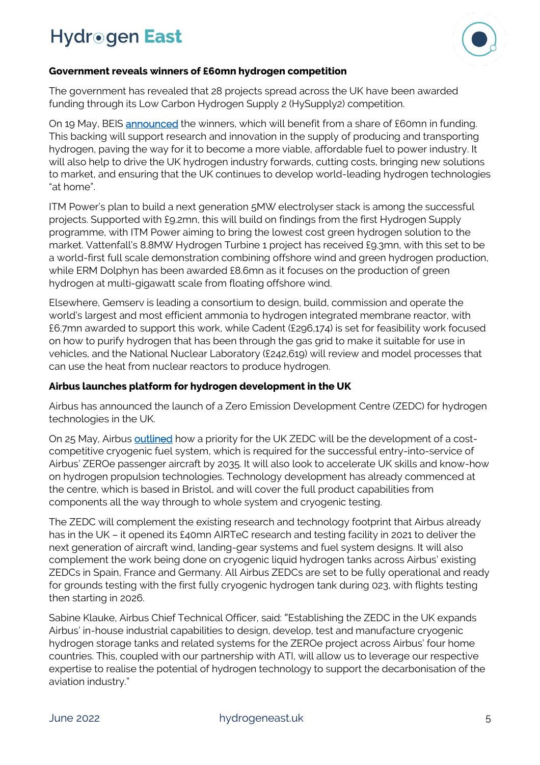**Government reveals winners of £60mn hydrogen competition**

The government has revealed that 28 projects spread across the UK have been awarded funding through its Low Carbon Hydrogen Supply 2 (HySupply2) competition.

On 19 May, BEIS announced the winners, which will benefit from a share of £60mn in funding. This backing will support research and innovation in the supply of producing and transporting hydrogen, paving the way for it to become a more viable, affordable fuel to power industry. It will also help to drive the UK hydrogen industry forwards, cutting costs, bringing new solutions to market, and ensuring that the UK continues to develop world-leading hydrogen technologies "at home".

ITM Power's plan to build a next generation 5MW electrolyser stack is among the successful projects. Supported with £9.2mn, this will build on findings from the first Hydrogen Supply programme, with ITM Power aiming to bring the lowest cost green hydrogen solution to the market. Vattenfall's 8.8MW Hydrogen Turbine 1 project has received £9.3mn, with this set to be a world-first full scale demonstration combining offshore wind and green hydrogen production, while ERM Dolphyn has been awarded £8.6mn as it focuses on the production of green hydrogen at multi-gigawatt scale from floating offshore wind.

Elsewhere, Gemserv is leading a consortium to design, build, commission and operate the world's largest and most efficient ammonia to hydrogen integrated membrane reactor, with £6.7mn awarded to support this work, while Cadent (£296,174) is set for feasibility work focused on how to purify hydrogen that has been through the gas grid to make it suitable for use in vehicles, and the National Nuclear Laboratory (£242,619) will review and model processes that can use the heat from nuclear reactors to produce hydrogen.

**Airbus launches platform for hydrogen development in the UK**

Airbus has announced the launch of a Zero Emission Development Centre (ZEDC) for hydrogen technologies in the UK.

On 25 May, Airbus outlined how a priority for the UK ZEDC will be the development of a cost-competitive cryogenic fuel system, which is required for the successful entry-into-service of Airbus' ZEROe passenger aircraft by 2035. It will also look to accelerate UK skills and know-how on hydrogen propulsion technologies. Technology development has already commenced at the centre, which is based in Bristol, and will cover the full product capabilities from components all the way through to whole system and cryogenic testing.

The ZEDC will complement the existing research and technology footprint that Airbus already has in the UK – it opened its £40mn AIRTeC research and testing facility in 2021 to deliver the next generation of aircraft wind, landing-gear systems and fuel system designs. It will also complement the work being done on cryogenic liquid hydrogen tanks across Airbus' existing ZEDCs in Spain, France and Germany. All Airbus ZEDCs are set to be fully operational and ready for grounds testing with the first fully cryogenic hydrogen tank during 023, with flights testing then starting in 2026.

Sabine Klauke, Airbus Chief Technical Officer, said: "Establishing the ZEDC in the UK expands Airbus' in-house industrial capabilities to design, develop, test and manufacture cryogenic hydrogen storage tanks and related systems for the ZEROe project across Airbus' four home countries. This, coupled with our partnership with ATI, will allow us to leverage our respective expertise to realise the potential of hydrogen technology to support the decarbonisation of the aviation industry."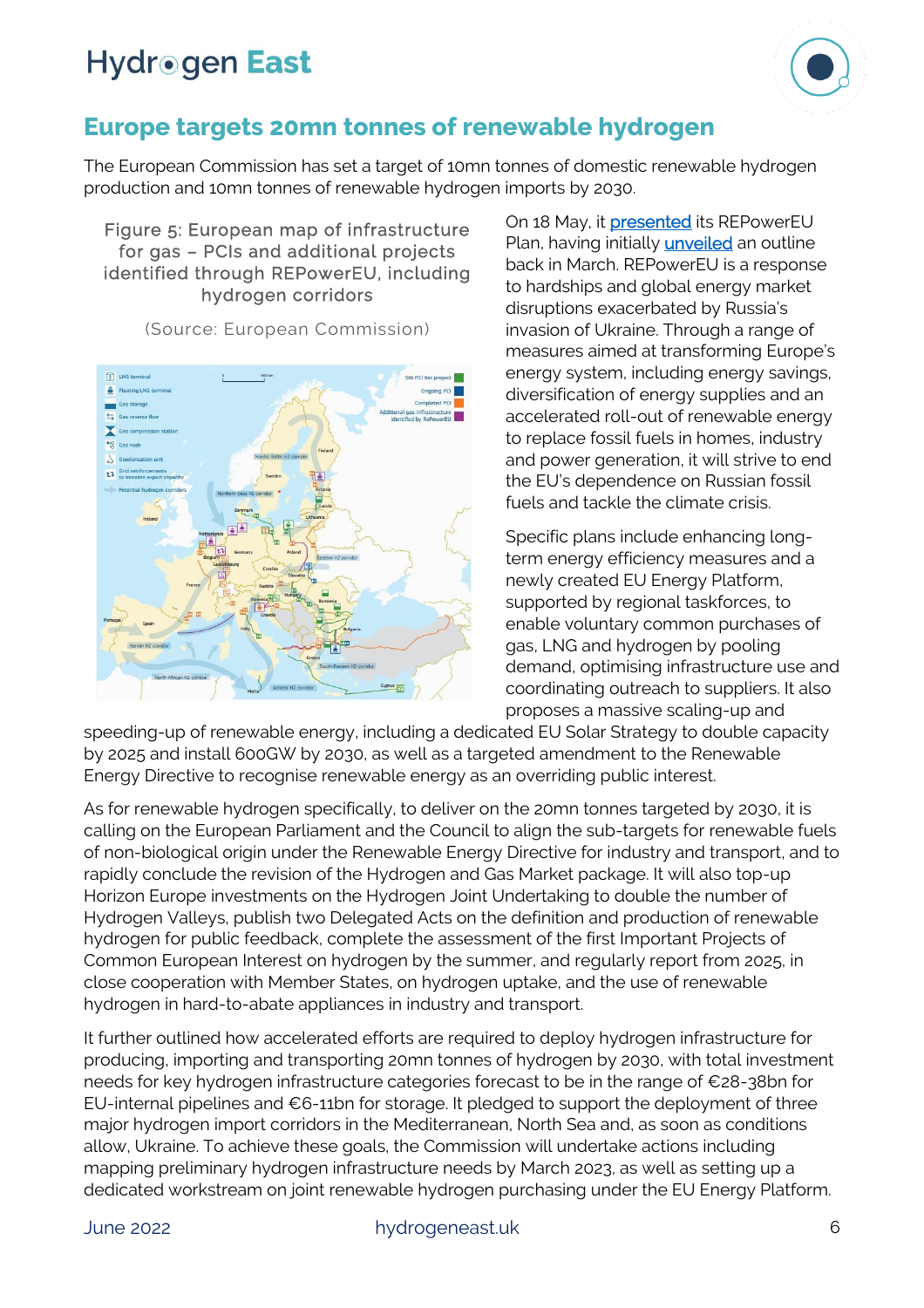## Europe targets 20mn tonnes of renewable hydrogen

The European Commission has set a target of 10mn tonnes of domestic renewable hydrogen production and 10mn tonnes of renewable hydrogen imports by 2030.

Figure 5: European map of infrastructure for gas – PCIs and additional projects identified through REPowerEU, including hydrogen corridors

(Source: European Commission)

On 18 May, it presented its REPowerEU Plan, having initially unveiled an outline back in March. REPowerEU is a response to hardships and global energy market disruptions exacerbated by Russia's invasion of Ukraine. Through a range of measures aimed at transforming Europe's energy system, including energy savings, diversification of energy supplies and an accelerated roll-out of renewable energy to replace fossil fuels in homes, industry and power generation, it will strive to end the EU's dependence on Russian fossil fuels and tackle the climate crisis.

Specific plans include enhancing long-term energy efficiency measures and a newly created EU Energy Platform, supported by regional taskforces, to enable voluntary common purchases of gas, LNG and hydrogen by pooling demand, optimising infrastructure use and coordinating outreach to suppliers. It also proposes a massive scaling-up and speeding-up of renewable energy, including a dedicated EU Solar Strategy to double capacity by 2025 and install 600GW by 2030, as well as a targeted amendment to the Renewable Energy Directive to recognise renewable energy as an overriding public interest.

As for renewable hydrogen specifically, to deliver on the 20mn tonnes targeted by 2030, it is calling on the European Parliament and the Council to align the sub-targets for renewable fuels of non-biological origin under the Renewable Energy Directive for industry and transport, and to rapidly conclude the revision of the Hydrogen and Gas Market package. It will also top-up Horizon Europe investments on the Hydrogen Joint Undertaking to double the number of Hydrogen Valleys, publish two Delegated Acts on the definition and production of renewable hydrogen for public feedback, complete the assessment of the first Important Projects of Common European Interest on hydrogen by the summer, and regularly report from 2025, in close cooperation with Member States, on hydrogen uptake, and the use of renewable hydrogen in hard-to-abate appliances in industry and transport.

It further outlined how accelerated efforts are required to deploy hydrogen infrastructure for producing, importing and transporting 20mn tonnes of hydrogen by 2030, with total investment needs for key hydrogen infrastructure categories forecast to be in the range of €28-38bn for EU-internal pipelines and €6-11bn for storage. It pledged to support the deployment of three major hydrogen import corridors in the Mediterranean, North Sea and, as soon as conditions allow, Ukraine. To achieve these goals, the Commission will undertake actions including mapping preliminary hydrogen infrastructure needs by March 2023, as well as setting up a dedicated workstream on joint renewable hydrogen purchasing under the EU Energy Platform.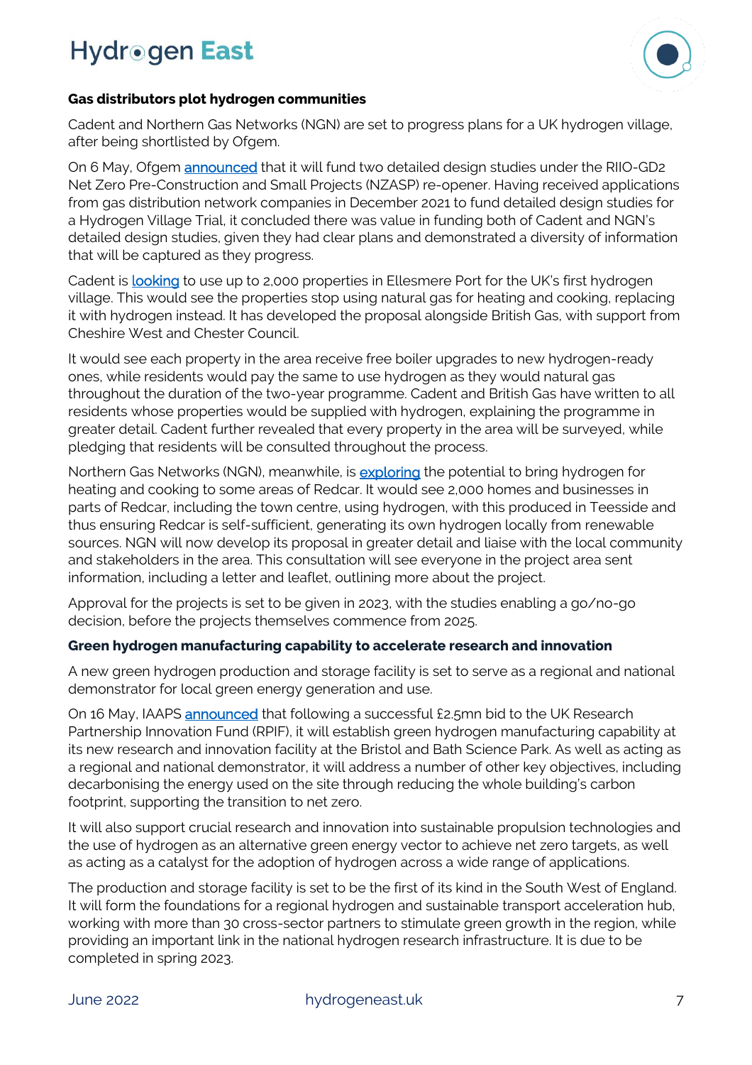**Gas distributors plot hydrogen communities**

Cadent and Northern Gas Networks (NGN) are set to progress plans for a UK hydrogen village, after being shortlisted by Ofgem.

On 6 May, Ofgem announced that it will fund two detailed design studies under the RIIO-GD2 Net Zero Pre-Construction and Small Projects (NZASP) re-opener. Having received applications from gas distribution network companies in December 2021 to fund detailed design studies for a Hydrogen Village Trial, it concluded there was value in funding both of Cadent and NGN's detailed design studies, given they had clear plans and demonstrated a diversity of information that will be captured as they progress.

Cadent is looking to use up to 2,000 properties in Ellesmere Port for the UK's first hydrogen village. This would see the properties stop using natural gas for heating and cooking, replacing it with hydrogen instead. It has developed the proposal alongside British Gas, with support from Cheshire West and Chester Council.

It would see each property in the area receive free boiler upgrades to new hydrogen-ready ones, while residents would pay the same to use hydrogen as they would natural gas throughout the duration of the two-year programme. Cadent and British Gas have written to all residents whose properties would be supplied with hydrogen, explaining the programme in greater detail. Cadent further revealed that every property in the area will be surveyed, while pledging that residents will be consulted throughout the process.

Northern Gas Networks (NGN), meanwhile, is exploring the potential to bring hydrogen for heating and cooking to some areas of Redcar. It would see 2,000 homes and businesses in parts of Redcar, including the town centre, using hydrogen, with this produced in Teesside and thus ensuring Redcar is self-sufficient, generating its own hydrogen locally from renewable sources. NGN will now develop its proposal in greater detail and liaise with the local community and stakeholders in the area. This consultation will see everyone in the project area sent information, including a letter and leaflet, outlining more about the project.

Approval for the projects is set to be given in 2023, with the studies enabling a go/no-go decision, before the projects themselves commence from 2025.

**Green hydrogen manufacturing capability to accelerate research and innovation**

A new green hydrogen production and storage facility is set to serve as a regional and national demonstrator for local green energy generation and use.

On 16 May, IAAPS announced that following a successful £2.5mn bid to the UK Research Partnership Innovation Fund (RPIF), it will establish green hydrogen manufacturing capability at its new research and innovation facility at the Bristol and Bath Science Park. As well as acting as a regional and national demonstrator, it will address a number of other key objectives, including decarbonising the energy used on the site through reducing the whole building's carbon footprint, supporting the transition to net zero.

It will also support crucial research and innovation into sustainable propulsion technologies and the use of hydrogen as an alternative green energy vector to achieve net zero targets, as well as acting as a catalyst for the adoption of hydrogen across a wide range of applications.

The production and storage facility is set to be the first of its kind in the South West of England. It will form the foundations for a regional hydrogen and sustainable transport acceleration hub, working with more than 30 cross-sector partners to stimulate green growth in the region, while providing an important link in the national hydrogen research infrastructure. It is due to be completed in spring 2023.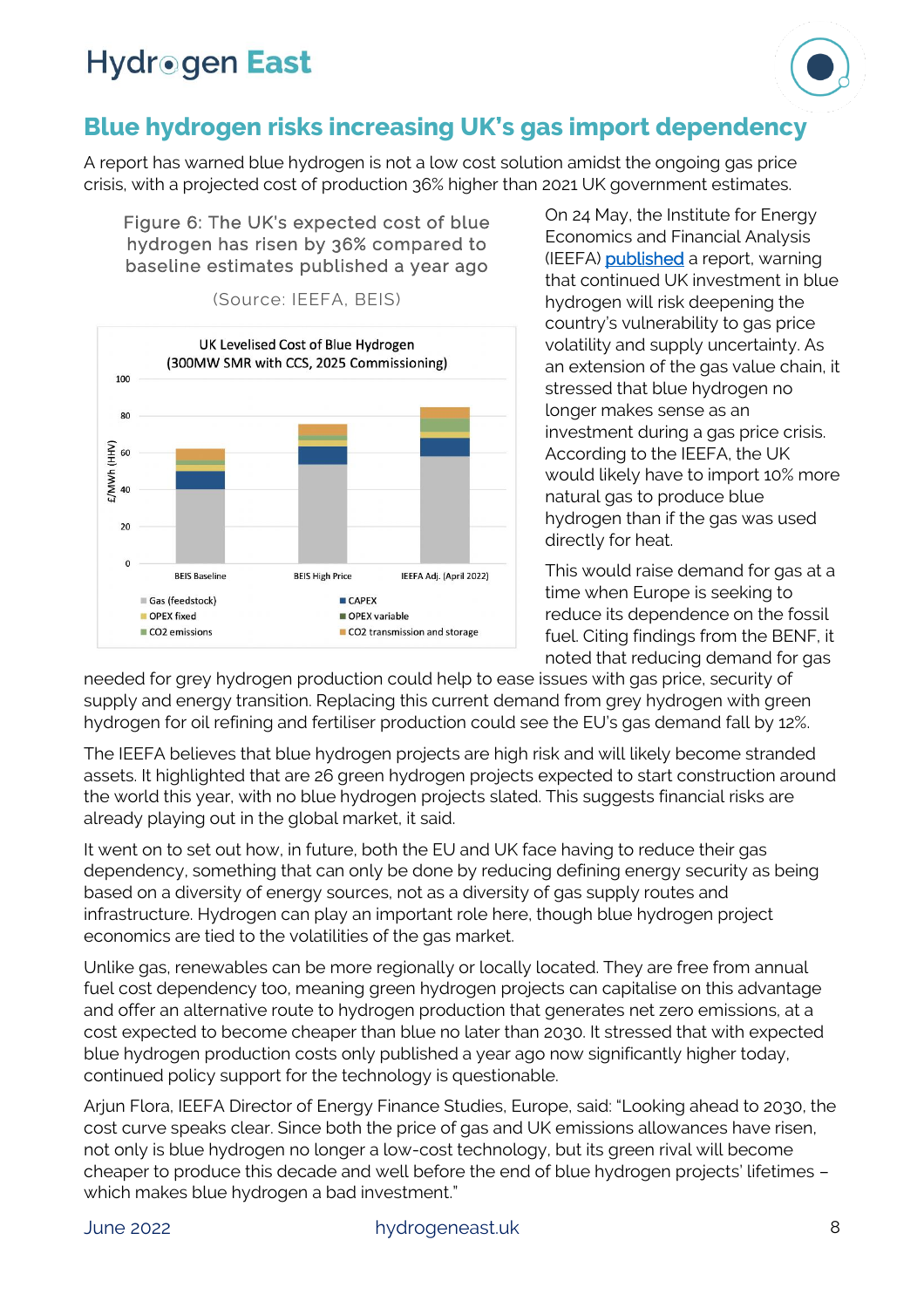## Blue hydrogen risks increasing UK's gas import dependency

A report has warned blue hydrogen is not a low cost solution amidst the ongoing gas price crisis, with a projected cost of production 36% higher than 2021 UK government estimates.

Figure 6: The UK's expected cost of blue hydrogen has risen by 36% compared to baseline estimates published a year ago

(Source: IEEFA, BEIS)

On 24 May, the Institute for Energy Economics and Financial Analysis (IEEFA) published a report, warning that continued UK investment in blue hydrogen will risk deepening the country's vulnerability to gas price volatility and supply uncertainty. As an extension of the gas value chain, it stressed that blue hydrogen no longer makes sense as an investment during a gas price crisis. According to the IEEFA, the UK would likely have to import 10% more natural gas to produce blue hydrogen than if the gas was used directly for heat.

This would raise demand for gas at a time when Europe is seeking to reduce its dependence on the fossil fuel. Citing findings from the BENF, it noted that reducing demand for gas needed for grey hydrogen production could help to ease issues with gas price, security of supply and energy transition. Replacing this current demand from grey hydrogen with green hydrogen for oil refining and fertiliser production could see the EU's gas demand fall by 12%.

The IEEFA believes that blue hydrogen projects are high risk and will likely become stranded assets. It highlighted that are 26 green hydrogen projects expected to start construction around the world this year, with no blue hydrogen projects slated. This suggests financial risks are already playing out in the global market, it said.

It went on to set out how, in future, both the EU and UK face having to reduce their gas dependency, something that can only be done by reducing defining energy security as being based on a diversity of energy sources, not as a diversity of gas supply routes and infrastructure. Hydrogen can play an important role here, though blue hydrogen project economics are tied to the volatilities of the gas market.

Unlike gas, renewables can be more regionally or locally located. They are free from annual fuel cost dependency too, meaning green hydrogen projects can capitalise on this advantage and offer an alternative route to hydrogen production that generates net zero emissions, at a cost expected to become cheaper than blue no later than 2030. It stressed that with expected blue hydrogen production costs only published a year ago now significantly higher today, continued policy support for the technology is questionable.

Arjun Flora, IEEFA Director of Energy Finance Studies, Europe, said: "Looking ahead to 2030, the cost curve speaks clear. Since both the price of gas and UK emissions allowances have risen, not only is blue hydrogen no longer a low-cost technology, but its green rival will become cheaper to produce this decade and well before the end of blue hydrogen projects' lifetimes – which makes blue hydrogen a bad investment."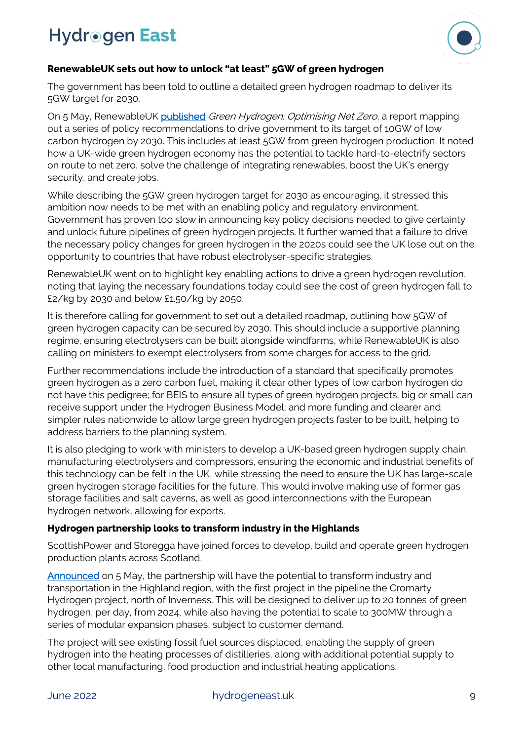**RenewableUK sets out how to unlock "at least" 5GW of green hydrogen**

The government has been told to outline a detailed green hydrogen roadmap to deliver its 5GW target for 2030.

On 5 May, RenewableUK published *Green Hydrogen: Optimising Net Zero*, a report mapping out a series of policy recommendations to drive government to its target of 10GW of low carbon hydrogen by 2030. This includes at least 5GW from green hydrogen production. It noted how a UK-wide green hydrogen economy has the potential to tackle hard-to-electrify sectors on route to net zero, solve the challenge of integrating renewables, boost the UK's energy security, and create jobs.

While describing the 5GW green hydrogen target for 2030 as encouraging, it stressed this ambition now needs to be met with an enabling policy and regulatory environment. Government has proven too slow in announcing key policy decisions needed to give certainty and unlock future pipelines of green hydrogen projects. It further warned that a failure to drive the necessary policy changes for green hydrogen in the 2020s could see the UK lose out on the opportunity to countries that have robust electrolyser-specific strategies.

RenewableUK went on to highlight key enabling actions to drive a green hydrogen revolution, noting that laying the necessary foundations today could see the cost of green hydrogen fall to £2/kg by 2030 and below £1.50/kg by 2050.

It is therefore calling for government to set out a detailed roadmap, outlining how 5GW of green hydrogen capacity can be secured by 2030. This should include a supportive planning regime, ensuring electrolysers can be built alongside windfarms, while RenewableUK is also calling on ministers to exempt electrolysers from some charges for access to the grid.

Further recommendations include the introduction of a standard that specifically promotes green hydrogen as a zero carbon fuel, making it clear other types of low carbon hydrogen do not have this pedigree; for BEIS to ensure all types of green hydrogen projects, big or small can receive support under the Hydrogen Business Model; and more funding and clearer and simpler rules nationwide to allow large green hydrogen projects faster to be built, helping to address barriers to the planning system.

It is also pledging to work with ministers to develop a UK-based green hydrogen supply chain, manufacturing electrolysers and compressors, ensuring the economic and industrial benefits of this technology can be felt in the UK, while stressing the need to ensure the UK has large-scale green hydrogen storage facilities for the future. This would involve making use of former gas storage facilities and salt caverns, as well as good interconnections with the European hydrogen network, allowing for exports.

**Hydrogen partnership looks to transform industry in the Highlands**

ScottishPower and Storegga have joined forces to develop, build and operate green hydrogen production plants across Scotland.

Announced on 5 May, the partnership will have the potential to transform industry and transportation in the Highland region, with the first project in the pipeline the Cromarty Hydrogen project, north of Inverness. This will be designed to deliver up to 20 tonnes of green hydrogen, per day, from 2024, while also having the potential to scale to 300MW through a series of modular expansion phases, subject to customer demand.

The project will see existing fossil fuel sources displaced, enabling the supply of green hydrogen into the heating processes of distilleries, along with additional potential supply to other local manufacturing, food production and industrial heating applications.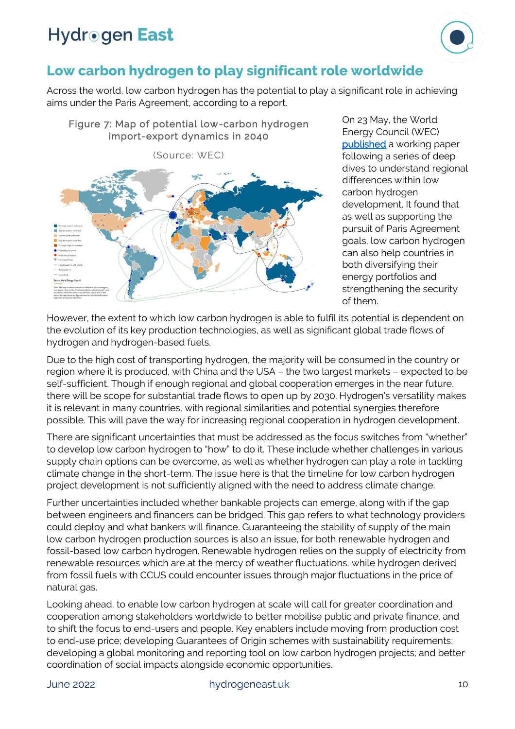## Low carbon hydrogen to play significant role worldwide

Across the world, low carbon hydrogen has the potential to play a significant role in achieving aims under the Paris Agreement, according to a report.

Figure 7: Map of potential low-carbon hydrogen import-export dynamics in 2040

(Source: WEC)

On 23 May, the World Energy Council (WEC) published a working paper following a series of deep dives to understand regional differences within low carbon hydrogen development. It found that as well as supporting the pursuit of Paris Agreement goals, low carbon hydrogen can also help countries in both diversifying their energy portfolios and strengthening the security of them.

However, the extent to which low carbon hydrogen is able to fulfil its potential is dependent on the evolution of its key production technologies, as well as significant global trade flows of hydrogen and hydrogen-based fuels.

Due to the high cost of transporting hydrogen, the majority will be consumed in the country or region where it is produced, with China and the USA – the two largest markets – expected to be self-sufficient. Though if enough regional and global cooperation emerges in the near future, there will be scope for substantial trade flows to open up by 2030. Hydrogen's versatility makes it is relevant in many countries, with regional similarities and potential synergies therefore possible. This will pave the way for increasing regional cooperation in hydrogen development.

There are significant uncertainties that must be addressed as the focus switches from "whether" to develop low carbon hydrogen to "how" to do it. These include whether challenges in various supply chain options can be overcome, as well as whether hydrogen can play a role in tackling climate change in the short-term. The issue here is that the timeline for low carbon hydrogen project development is not sufficiently aligned with the need to address climate change.

Further uncertainties included whether bankable projects can emerge, along with if the gap between engineers and financers can be bridged. This gap refers to what technology providers could deploy and what bankers will finance. Guaranteeing the stability of supply of the main low carbon hydrogen production sources is also an issue, for both renewable hydrogen and fossil-based low carbon hydrogen. Renewable hydrogen relies on the supply of electricity from renewable resources which are at the mercy of weather fluctuations, while hydrogen derived from fossil fuels with CCUS could encounter issues through major fluctuations in the price of natural gas.

Looking ahead, to enable low carbon hydrogen at scale will call for greater coordination and cooperation among stakeholders worldwide to better mobilise public and private finance, and to shift the focus to end-users and people. Key enablers include moving from production cost to end-use price; developing Guarantees of Origin schemes with sustainability requirements; developing a global monitoring and reporting tool on low carbon hydrogen projects; and better coordination of social impacts alongside economic opportunities.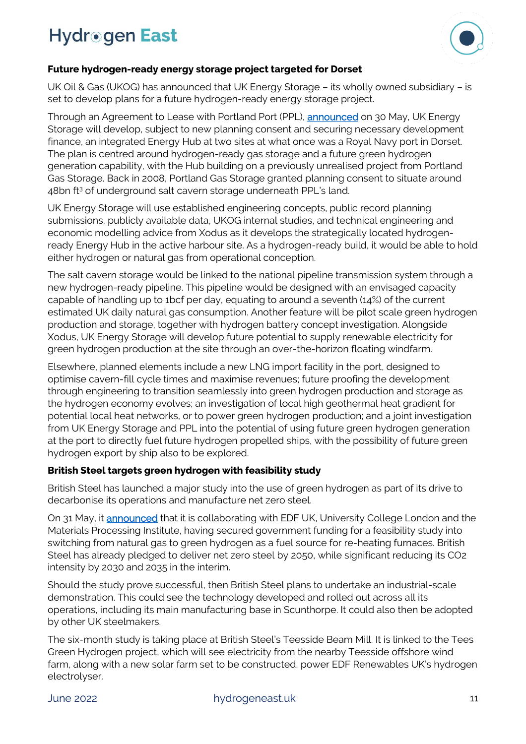**Future hydrogen-ready energy storage project targeted for Dorset**

UK Oil & Gas (UKOG) has announced that UK Energy Storage – its wholly owned subsidiary – is set to develop plans for a future hydrogen-ready energy storage project.

Through an Agreement to Lease with Portland Port (PPL), announced on 30 May, UK Energy Storage will develop, subject to new planning consent and securing necessary development finance, an integrated Energy Hub at two sites at what once was a Royal Navy port in Dorset. The plan is centred around hydrogen-ready gas storage and a future green hydrogen generation capability, with the Hub building on a previously unrealised project from Portland Gas Storage. Back in 2008, Portland Gas Storage granted planning consent to situate around 48bn ft$^3$ of underground salt cavern storage underneath PPL's land.

UK Energy Storage will use established engineering concepts, public record planning submissions, publicly available data, UKOG internal studies, and technical engineering and economic modelling advice from Xodus as it develops the strategically located hydrogen-ready Energy Hub in the active harbour site. As a hydrogen-ready build, it would be able to hold either hydrogen or natural gas from operational conception.

The salt cavern storage would be linked to the national pipeline transmission system through a new hydrogen-ready pipeline. This pipeline would be designed with an envisaged capacity capable of handling up to 1bcf per day, equating to around a seventh (14%) of the current estimated UK daily natural gas consumption. Another feature will be pilot scale green hydrogen production and storage, together with hydrogen battery concept investigation. Alongside Xodus, UK Energy Storage will develop future potential to supply renewable electricity for green hydrogen production at the site through an over-the-horizon floating windfarm.

Elsewhere, planned elements include a new LNG import facility in the port, designed to optimise cavern-fill cycle times and maximise revenues; future proofing the development through engineering to transition seamlessly into green hydrogen production and storage as the hydrogen economy evolves; an investigation of local high geothermal heat gradient for potential local heat networks, or to power green hydrogen production; and a joint investigation from UK Energy Storage and PPL into the potential of using future green hydrogen generation at the port to directly fuel future hydrogen propelled ships, with the possibility of future green hydrogen export by ship also to be explored.

**British Steel targets green hydrogen with feasibility study**

British Steel has launched a major study into the use of green hydrogen as part of its drive to decarbonise its operations and manufacture net zero steel.

On 31 May, it announced that it is collaborating with EDF UK, University College London and the Materials Processing Institute, having secured government funding for a feasibility study into switching from natural gas to green hydrogen as a fuel source for re-heating furnaces. British Steel has already pledged to deliver net zero steel by 2050, while significant reducing its $CO_2$ intensity by 2030 and 2035 in the interim.

Should the study prove successful, then British Steel plans to undertake an industrial-scale demonstration. This could see the technology developed and rolled out across all its operations, including its main manufacturing base in Scunthorpe. It could also then be adopted by other UK steelmakers.

The six-month study is taking place at British Steel's Teesside Beam Mill. It is linked to the Tees Green Hydrogen project, which will see electricity from the nearby Teesside offshore wind farm, along with a new solar farm set to be constructed, power EDF Renewables UK's hydrogen electrolyser.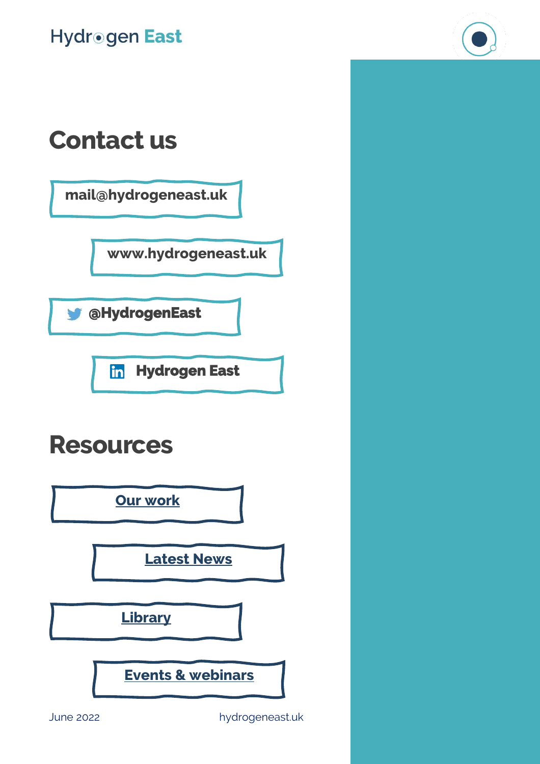Hydrogen East

# Contact us

mail@hydrogeneast.uk

www.hydrogeneast.uk

@HydrogenEast

Hydrogen East

# Resources

Our work

Latest News

Library

Events & webinars

June 2022

hydrogeneast.uk